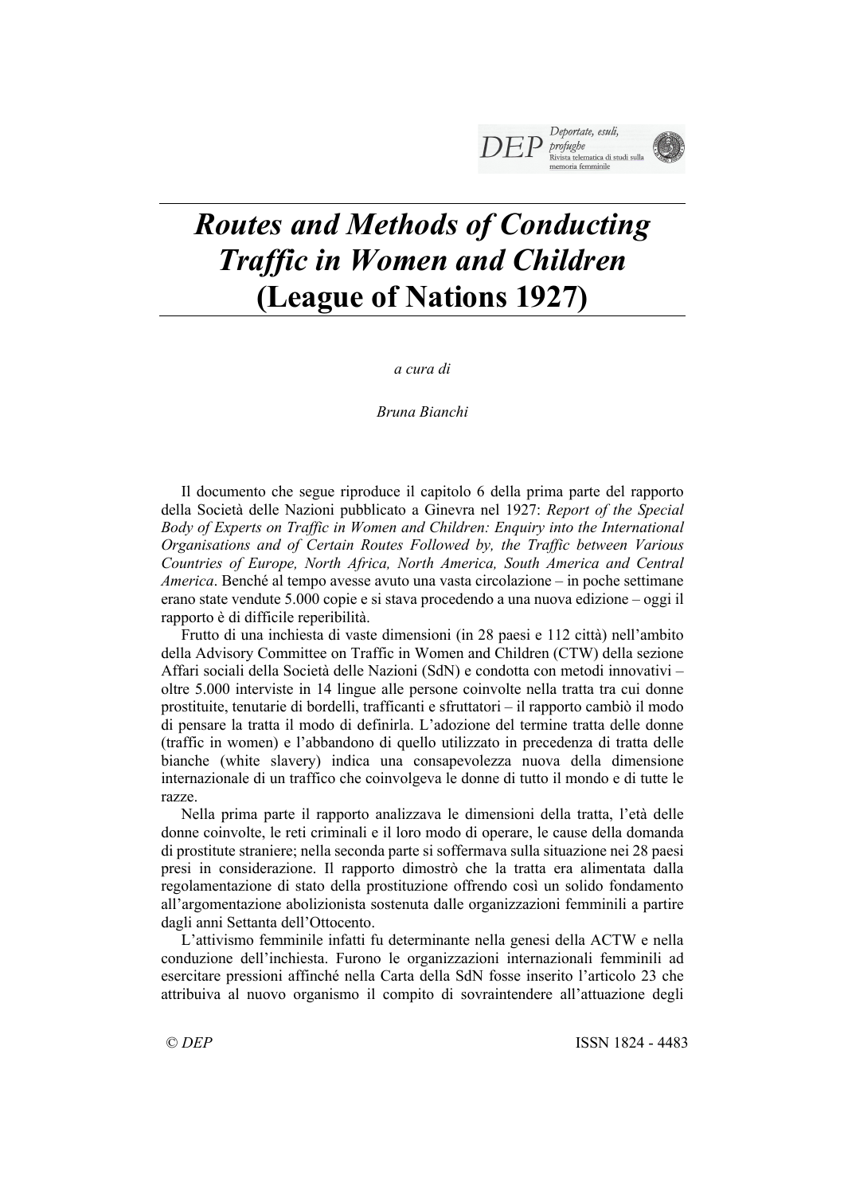# *Routes and Methods of Conducting Traffic in Women and Children* (League of Nations 1927)

*a cura di*

*Bruna Bianchi*

Il documento che segue riproduce il capitolo 6 della prima parte del rapporto della Società delle Nazioni pubblicato a Ginevra nel 1927: *Report of the Special Body of Experts on Traffic in Women and Children: Enquiry into the International Organisations and of Certain Routes Followed by, the Traffic between Various Countries of Europe, North Africa, North America, South America and Central America*. Benché al tempo avesse avuto una vasta circolazione – in poche settimane erano state vendute 5.000 copie e si stava procedendo a una nuova edizione – oggi il rapporto è di difficile reperibilità.

Frutto di una inchiesta di vaste dimensioni (in 28 paesi e 112 città) nell'ambito della Advisory Committee on Traffic in Women and Children (CTW) della sezione Affari sociali della Società delle Nazioni (SdN) e condotta con metodi innovativi – oltre 5.000 interviste in 14 lingue alle persone coinvolte nella tratta tra cui donne prostituite, tenutarie di bordelli, trafficanti e sfruttatori – il rapporto cambiò il modo di pensare la tratta il modo di definirla. L'adozione del termine tratta delle donne (traffic in women) e l'abbandono di quello utilizzato in precedenza di tratta delle bianche (white slavery) indica una consapevolezza nuova della dimensione internazionale di un traffico che coinvolgeva le donne di tutto il mondo e di tutte le razze.

Nella prima parte il rapporto analizzava le dimensioni della tratta, l'età delle donne coinvolte, le reti criminali e il loro modo di operare, le cause della domanda di prostitute straniere; nella seconda parte si soffermava sulla situazione nei 28 paesi presi in considerazione. Il rapporto dimostrò che la tratta era alimentata dalla regolamentazione di stato della prostituzione offrendo così un solido fondamento all'argomentazione abolizionista sostenuta dalle organizzazioni femminili a partire dagli anni Settanta dell'Ottocento.

L'attivismo femminile infatti fu determinante nella genesi della ACTW e nella conduzione dell'inchiesta. Furono le organizzazioni internazionali femminili ad esercitare pressioni affinché nella Carta della SdN fosse inserito l'articolo 23 che attribuiva al nuovo organismo il compito di sovraintendere all'attuazione degli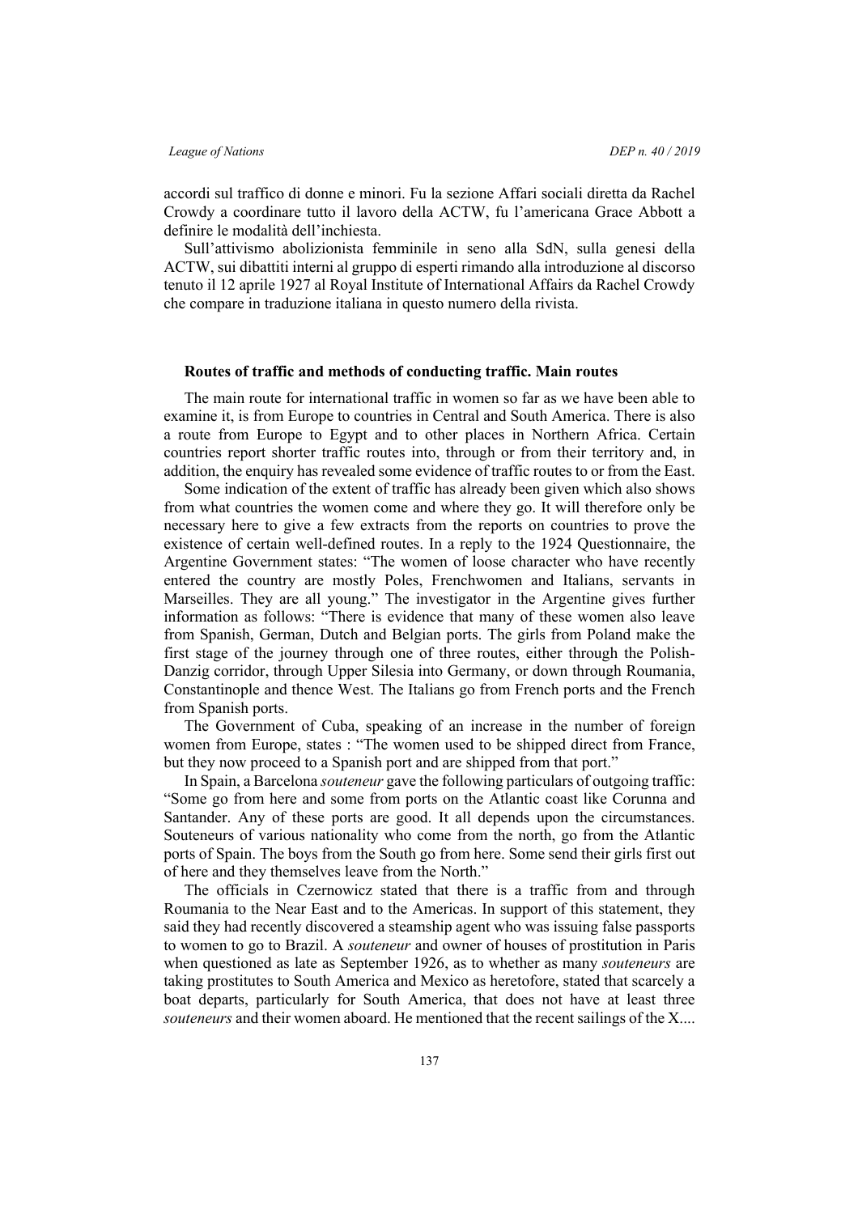accordi sul traffico di donne e minori. Fu la sezione Affari sociali diretta da Rachel Crowdy a coordinare tutto il lavoro della ACTW, fu l'americana Grace Abbott a definire le modalità dell'inchiesta.

Sull'attivismo abolizionista femminile in seno alla SdN, sulla genesi della ACTW, sui dibattiti interni al gruppo di esperti rimando alla introduzione al discorso tenuto il 12 aprile 1927 al Royal Institute of International Affairs da Rachel Crowdy che compare in traduzione italiana in questo numero della rivista.

### Routes of traffic and methods of conducting traffic. Main routes

The main route for international traffic in women so far as we have been able to examine it, is from Europe to countries in Central and South America. There is also a route from Europe to Egypt and to other places in Northern Africa. Certain countries report shorter traffic routes into, through or from their territory and, in addition, the enquiry has revealed some evidence of traffic routes to or from the East.

Some indication of the extent of traffic has already been given which also shows from what countries the women come and where they go. It will therefore only be necessary here to give a few extracts from the reports on countries to prove the existence of certain well-defined routes. In a reply to the 1924 Questionnaire, the Argentine Government states: "The women of loose character who have recently entered the country are mostly Poles, Frenchwomen and Italians, servants in Marseilles. They are all young." The investigator in the Argentine gives further information as follows: "There is evidence that many of these women also leave from Spanish, German, Dutch and Belgian ports. The girls from Poland make the first stage of the journey through one of three routes, either through the Polish-Danzig corridor, through Upper Silesia into Germany, or down through Roumania, Constantinople and thence West. The Italians go from French ports and the French from Spanish ports.

The Government of Cuba, speaking of an increase in the number of foreign women from Europe, states : "The women used to be shipped direct from France, but they now proceed to a Spanish port and are shipped from that port."

In Spain, a Barcelona *souteneur* gave the following particulars of outgoing traffic: "Some go from here and some from ports on the Atlantic coast like Corunna and Santander. Any of these ports are good. It all depends upon the circumstances. Souteneurs of various nationality who come from the north, go from the Atlantic ports of Spain. The boys from the South go from here. Some send their girls first out of here and they themselves leave from the North."

The officials in Czernowicz stated that there is a traffic from and through Roumania to the Near East and to the Americas. In support of this statement, they said they had recently discovered a steamship agent who was issuing false passports to women to go to Brazil. A *souteneur* and owner of houses of prostitution in Paris when questioned as late as September 1926, as to whether as many *souteneurs* are taking prostitutes to South America and Mexico as heretofore, stated that scarcely a boat departs, particularly for South America, that does not have at least three *souteneurs* and their women aboard. He mentioned that the recent sailings of the X....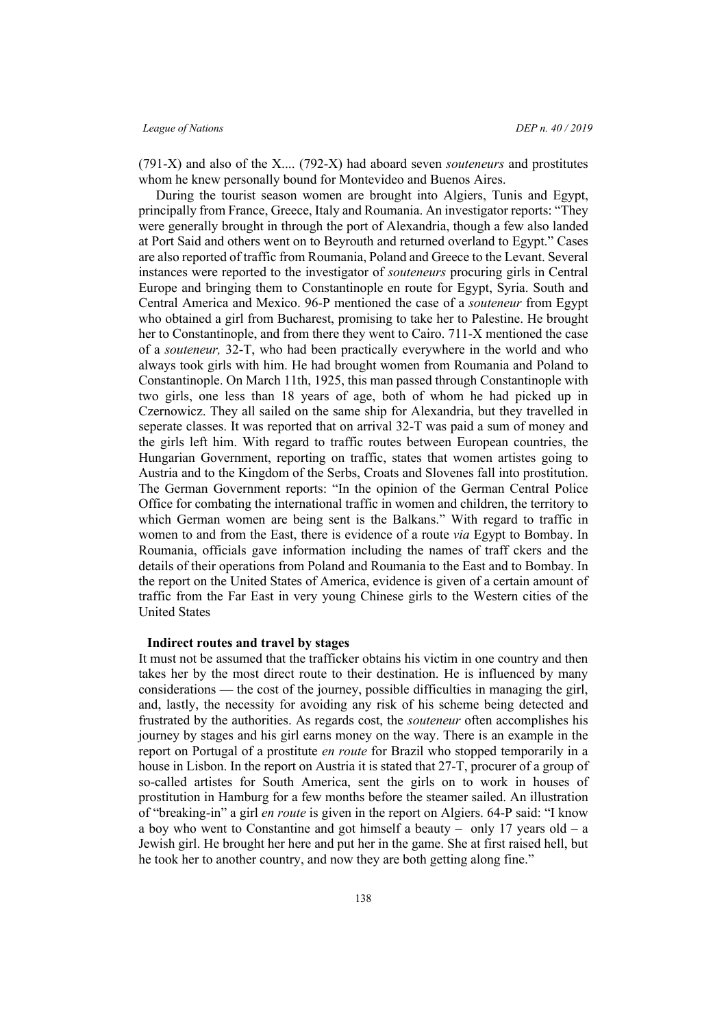(791-X) and also of the X.... (792-X) had aboard seven *souteneurs* and prostitutes whom he knew personally bound for Montevideo and Buenos Aires.

During the tourist season women are brought into Algiers, Tunis and Egypt, principally from France, Greece, Italy and Roumania. An investigator reports: "They were generally brought in through the port of Alexandria, though a few also landed at Port Said and others went on to Beyrouth and returned overland to Egypt." Cases are also reported of traffic from Roumania, Poland and Greece to the Levant. Several instances were reported to the investigator of *souteneurs* procuring girls in Central Europe and bringing them to Constantinople en route for Egypt, Syria. South and Central America and Mexico. 96-P mentioned the case of a *souteneur* from Egypt who obtained a girl from Bucharest, promising to take her to Palestine. He brought her to Constantinople, and from there they went to Cairo. 711-X mentioned the case of a *souteneur,* 32-T, who had been practically everywhere in the world and who always took girls with him. He had brought women from Roumania and Poland to Constantinople. On March 11th, 1925, this man passed through Constantinople with two girls, one less than 18 years of age, both of whom he had picked up in Czernowicz. They all sailed on the same ship for Alexandria, but they travelled in seperate classes. It was reported that on arrival 32-T was paid a sum of money and the girls left him. With regard to traffic routes between European countries, the Hungarian Government, reporting on traffic, states that women artistes going to Austria and to the Kingdom of the Serbs, Croats and Slovenes fall into prostitution. The German Government reports: "In the opinion of the German Central Police Office for combating the international traffic in women and children, the territory to which German women are being sent is the Balkans." With regard to traffic in women to and from the East, there is evidence of a route *via* Egypt to Bombay. In Roumania, officials gave information including the names of traff ckers and the details of their operations from Poland and Roumania to the East and to Bombay. In the report on the United States of America, evidence is given of a certain amount of traffic from the Far East in very young Chinese girls to the Western cities of the United States

**Indirect routes and travel by stages**

It must not be assumed that the trafficker obtains his victim in one country and then takes her by the most direct route to their destination. He is influenced by many considerations — the cost of the journey, possible difficulties in managing the girl, and, lastly, the necessity for avoiding any risk of his scheme being detected and frustrated by the authorities. As regards cost, the *souteneur* often accomplishes his journey by stages and his girl earns money on the way. There is an example in the report on Portugal of a prostitute *en route* for Brazil who stopped temporarily in a house in Lisbon. In the report on Austria it is stated that 27-T, procurer of a group of so-called artistes for South America, sent the girls on to work in houses of prostitution in Hamburg for a few months before the steamer sailed. An illustration of "breaking-in" a girl *en route* is given in the report on Algiers. 64-P said: "I know a boy who went to Constantine and got himself a beauty – only 17 years old – a Jewish girl. He brought her here and put her in the game. She at first raised hell, but he took her to another country, and now they are both getting along fine."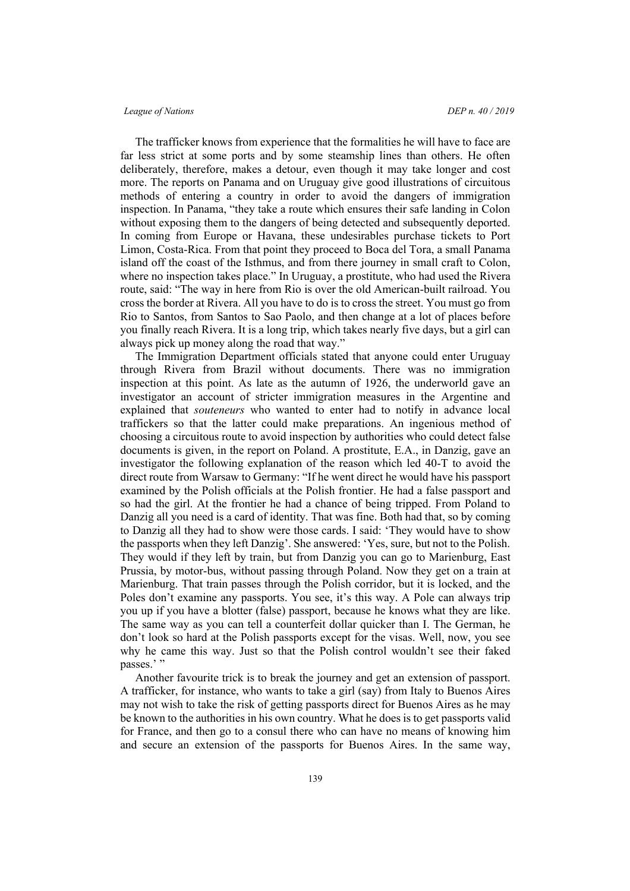The trafficker knows from experience that the formalities he will have to face are far less strict at some ports and by some steamship lines than others. He often deliberately, therefore, makes a detour, even though it may take longer and cost more. The reports on Panama and on Uruguay give good illustrations of circuitous methods of entering a country in order to avoid the dangers of immigration inspection. In Panama, "they take a route which ensures their safe landing in Colon without exposing them to the dangers of being detected and subsequently deported. In coming from Europe or Havana, these undesirables purchase tickets to Port Limon, Costa-Rica. From that point they proceed to Boca del Tora, a small Panama island off the coast of the Isthmus, and from there journey in small craft to Colon, where no inspection takes place." In Uruguay, a prostitute, who had used the Rivera route, said: "The way in here from Rio is over the old American-built railroad. You cross the border at Rivera. All you have to do is to cross the street. You must go from Rio to Santos, from Santos to Sao Paolo, and then change at a lot of places before you finally reach Rivera. It is a long trip, which takes nearly five days, but a girl can always pick up money along the road that way."

The Immigration Department officials stated that anyone could enter Uruguay through Rivera from Brazil without documents. There was no immigration inspection at this point. As late as the autumn of 1926, the underworld gave an investigator an account of stricter immigration measures in the Argentine and explained that *souteneurs* who wanted to enter had to notify in advance local traffickers so that the latter could make preparations. An ingenious method of choosing a circuitous route to avoid inspection by authorities who could detect false documents is given, in the report on Poland. A prostitute, E.A., in Danzig, gave an investigator the following explanation of the reason which led 40-T to avoid the direct route from Warsaw to Germany: "If he went direct he would have his passport examined by the Polish officials at the Polish frontier. He had a false passport and so had the girl. At the frontier he had a chance of being tripped. From Poland to Danzig all you need is a card of identity. That was fine. Both had that, so by coming to Danzig all they had to show were those cards. I said: 'They would have to show the passports when they left Danzig'. She answered: 'Yes, sure, but not to the Polish. They would if they left by train, but from Danzig you can go to Marienburg, East Prussia, by motor-bus, without passing through Poland. Now they get on a train at Marienburg. That train passes through the Polish corridor, but it is locked, and the Poles don't examine any passports. You see, it's this way. A Pole can always trip you up if you have a blotter (false) passport, because he knows what they are like. The same way as you can tell a counterfeit dollar quicker than I. The German, he don't look so hard at the Polish passports except for the visas. Well, now, you see why he came this way. Just so that the Polish control wouldn't see their faked passes.' "

Another favourite trick is to break the journey and get an extension of passport. A trafficker, for instance, who wants to take a girl (say) from Italy to Buenos Aires may not wish to take the risk of getting passports direct for Buenos Aires as he may be known to the authorities in his own country. What he does is to get passports valid for France, and then go to a consul there who can have no means of knowing him and secure an extension of the passports for Buenos Aires. In the same way,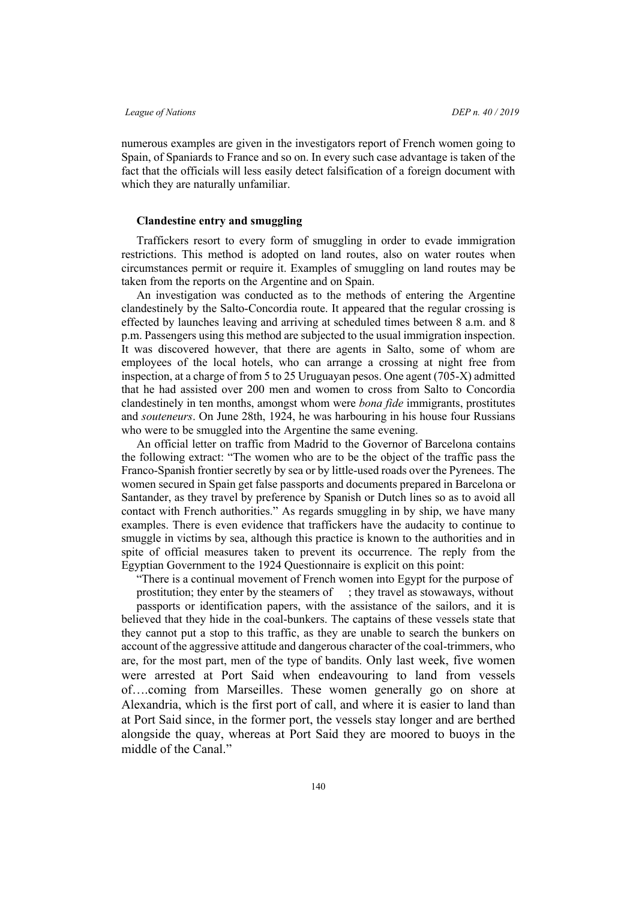numerous examples are given in the investigators report of French women going to Spain, of Spaniards to France and so on. In every such case advantage is taken of the fact that the officials will less easily detect falsification of a foreign document with which they are naturally unfamiliar.

**Clandestine entry and smuggling**

Traffickers resort to every form of smuggling in order to evade immigration restrictions. This method is adopted on land routes, also on water routes when circumstances permit or require it. Examples of smuggling on land routes may be taken from the reports on the Argentine and on Spain.

An investigation was conducted as to the methods of entering the Argentine clandestinely by the Salto-Concordia route. It appeared that the regular crossing is effected by launches leaving and arriving at scheduled times between 8 a.m. and 8 p.m. Passengers using this method are subjected to the usual immigration inspection. It was discovered however, that there are agents in Salto, some of whom are employees of the local hotels, who can arrange a crossing at night free from inspection, at a charge of from 5 to 25 Uruguayan pesos. One agent (705-X) admitted that he had assisted over 200 men and women to cross from Salto to Concordia clandestinely in ten months, amongst whom were *bona fide* immigrants, prostitutes and *souteneurs*. On June 28th, 1924, he was harbouring in his house four Russians who were to be smuggled into the Argentine the same evening.

An official letter on traffic from Madrid to the Governor of Barcelona contains the following extract: "The women who are to be the object of the traffic pass the Franco-Spanish frontier secretly by sea or by little-used roads over the Pyrenees. The women secured in Spain get false passports and documents prepared in Barcelona or Santander, as they travel by preference by Spanish or Dutch lines so as to avoid all contact with French authorities." As regards smuggling in by ship, we have many examples. There is even evidence that traffickers have the audacity to continue to smuggle in victims by sea, although this practice is known to the authorities and in spite of official measures taken to prevent its occurrence. The reply from the Egyptian Government to the 1924 Questionnaire is explicit on this point:

"There is a continual movement of French women into Egypt for the purpose of prostitution; they enter by the steamers of ; they travel as stowaways, without passports or identification papers, with the assistance of the sailors, and it is believed that they hide in the coal-bunkers. The captains of these vessels state that they cannot put a stop to this traffic, as they are unable to search the bunkers on account of the aggressive attitude and dangerous character of the coal-trimmers, who are, for the most part, men of the type of bandits. Only last week, five women were arrested at Port Said when endeavouring to land from vessels of….coming from Marseilles. These women generally go on shore at Alexandria, which is the first port of call, and where it is easier to land than at Port Said since, in the former port, the vessels stay longer and are berthed alongside the quay, whereas at Port Said they are moored to buoys in the middle of the Canal."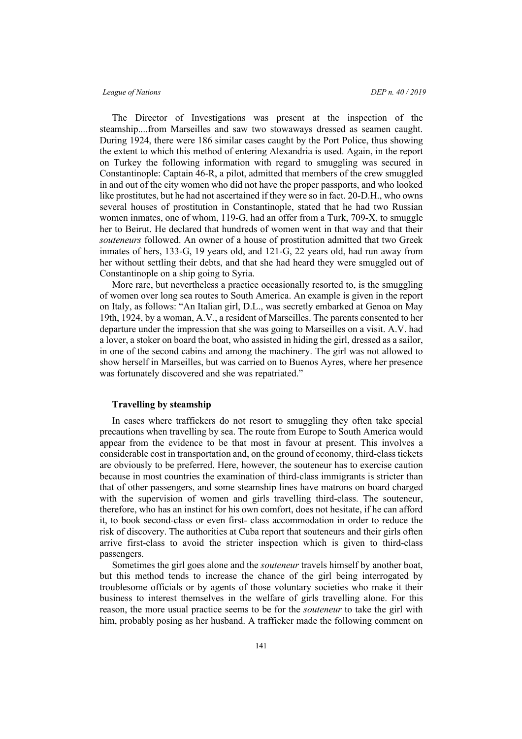The Director of Investigations was present at the inspection of the steamship....from Marseilles and saw two stowaways dressed as seamen caught. During 1924, there were 186 similar cases caught by the Port Police, thus showing the extent to which this method of entering Alexandria is used. Again, in the report on Turkey the following information with regard to smuggling was secured in Constantinople: Captain 46-R, a pilot, admitted that members of the crew smuggled in and out of the city women who did not have the proper passports, and who looked like prostitutes, but he had not ascertained if they were so in fact. 20-D.H., who owns several houses of prostitution in Constantinople, stated that he had two Russian women inmates, one of whom, 119-G, had an offer from a Turk, 709-X, to smuggle her to Beirut. He declared that hundreds of women went in that way and that their *souteneurs* followed. An owner of a house of prostitution admitted that two Greek inmates of hers, 133-G, 19 years old, and 121-G, 22 years old, had run away from her without settling their debts, and that she had heard they were smuggled out of Constantinople on a ship going to Syria.

More rare, but nevertheless a practice occasionally resorted to, is the smuggling of women over long sea routes to South America. An example is given in the report on Italy, as follows: "An Italian girl, D.L., was secretly embarked at Genoa on May 19th, 1924, by a woman, A.V., a resident of Marseilles. The parents consented to her departure under the impression that she was going to Marseilles on a visit. A.V. had a lover, a stoker on board the boat, who assisted in hiding the girl, dressed as a sailor, in one of the second cabins and among the machinery. The girl was not allowed to show herself in Marseilles, but was carried on to Buenos Ayres, where her presence was fortunately discovered and she was repatriated."

**Travelling by steamship**

In cases where traffickers do not resort to smuggling they often take special precautions when travelling by sea. The route from Europe to South America would appear from the evidence to be that most in favour at present. This involves a considerable cost in transportation and, on the ground of economy, third-class tickets are obviously to be preferred. Here, however, the souteneur has to exercise caution because in most countries the examination of third-class immigrants is stricter than that of other passengers, and some steamship lines have matrons on board charged with the supervision of women and girls travelling third-class. The souteneur, therefore, who has an instinct for his own comfort, does not hesitate, if he can afford it, to book second-class or even first- class accommodation in order to reduce the risk of discovery. The authorities at Cuba report that souteneurs and their girls often arrive first-class to avoid the stricter inspection which is given to third-class passengers.

Sometimes the girl goes alone and the *souteneur* travels himself by another boat, but this method tends to increase the chance of the girl being interrogated by troublesome officials or by agents of those voluntary societies who make it their business to interest themselves in the welfare of girls travelling alone. For this reason, the more usual practice seems to be for the *souteneur* to take the girl with him, probably posing as her husband. A trafficker made the following comment on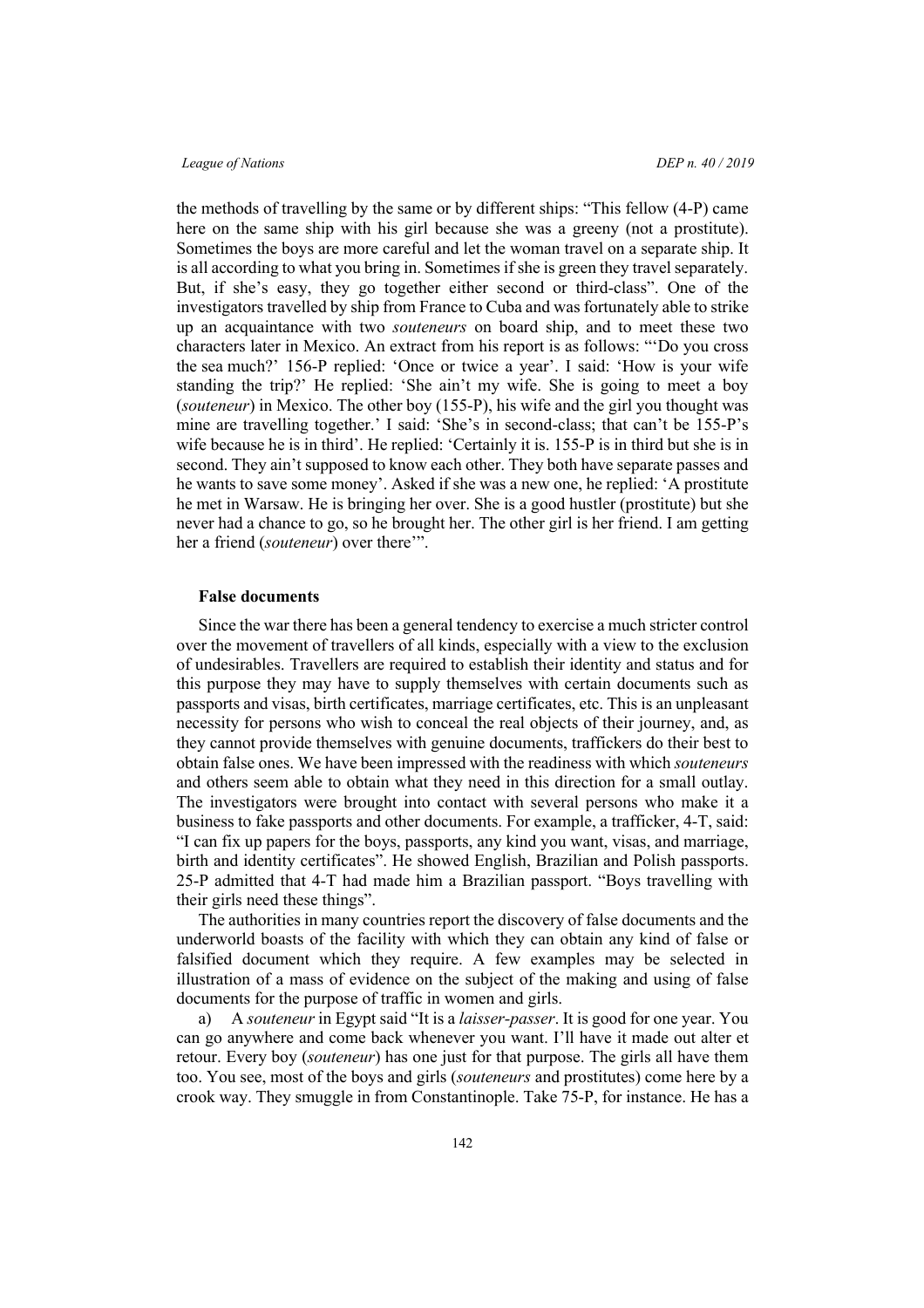the methods of travelling by the same or by different ships: "This fellow (4-P) came here on the same ship with his girl because she was a greeny (not a prostitute). Sometimes the boys are more careful and let the woman travel on a separate ship. It is all according to what you bring in. Sometimes if she is green they travel separately. But, if she's easy, they go together either second or third-class". One of the investigators travelled by ship from France to Cuba and was fortunately able to strike up an acquaintance with two *souteneurs* on board ship, and to meet these two characters later in Mexico. An extract from his report is as follows: "'Do you cross the sea much?' 156-P replied: 'Once or twice a year'. I said: 'How is your wife standing the trip?' He replied: 'She ain't my wife. She is going to meet a boy (*souteneur*) in Mexico. The other boy (155-P), his wife and the girl you thought was mine are travelling together.' I said: 'She's in second-class; that can't be 155-P's wife because he is in third'. He replied: 'Certainly it is. 155-P is in third but she is in second. They ain't supposed to know each other. They both have separate passes and he wants to save some money'. Asked if she was a new one, he replied: 'A prostitute he met in Warsaw. He is bringing her over. She is a good hustler (prostitute) but she never had a chance to go, so he brought her. The other girl is her friend. I am getting her a friend (*souteneur*) over there'".

### False documents

Since the war there has been a general tendency to exercise a much stricter control over the movement of travellers of all kinds, especially with a view to the exclusion of undesirables. Travellers are required to establish their identity and status and for this purpose they may have to supply themselves with certain documents such as passports and visas, birth certificates, marriage certificates, etc. This is an unpleasant necessity for persons who wish to conceal the real objects of their journey, and, as they cannot provide themselves with genuine documents, traffickers do their best to obtain false ones. We have been impressed with the readiness with which *souteneurs* and others seem able to obtain what they need in this direction for a small outlay. The investigators were brought into contact with several persons who make it a business to fake passports and other documents. For example, a trafficker, 4-T, said: "I can fix up papers for the boys, passports, any kind you want, visas, and marriage, birth and identity certificates". He showed English, Brazilian and Polish passports. 25-P admitted that 4-T had made him a Brazilian passport. "Boys travelling with their girls need these things".

The authorities in many countries report the discovery of false documents and the underworld boasts of the facility with which they can obtain any kind of false or falsified document which they require. A few examples may be selected in illustration of a mass of evidence on the subject of the making and using of false documents for the purpose of traffic in women and girls.

a) A *souteneur* in Egypt said "It is a *laisser-passer*. It is good for one year. You can go anywhere and come back whenever you want. I'll have it made out alter et retour. Every boy (*souteneur*) has one just for that purpose. The girls all have them too. You see, most of the boys and girls (*souteneurs* and prostitutes) come here by a crook way. They smuggle in from Constantinople. Take 75-P, for instance. He has a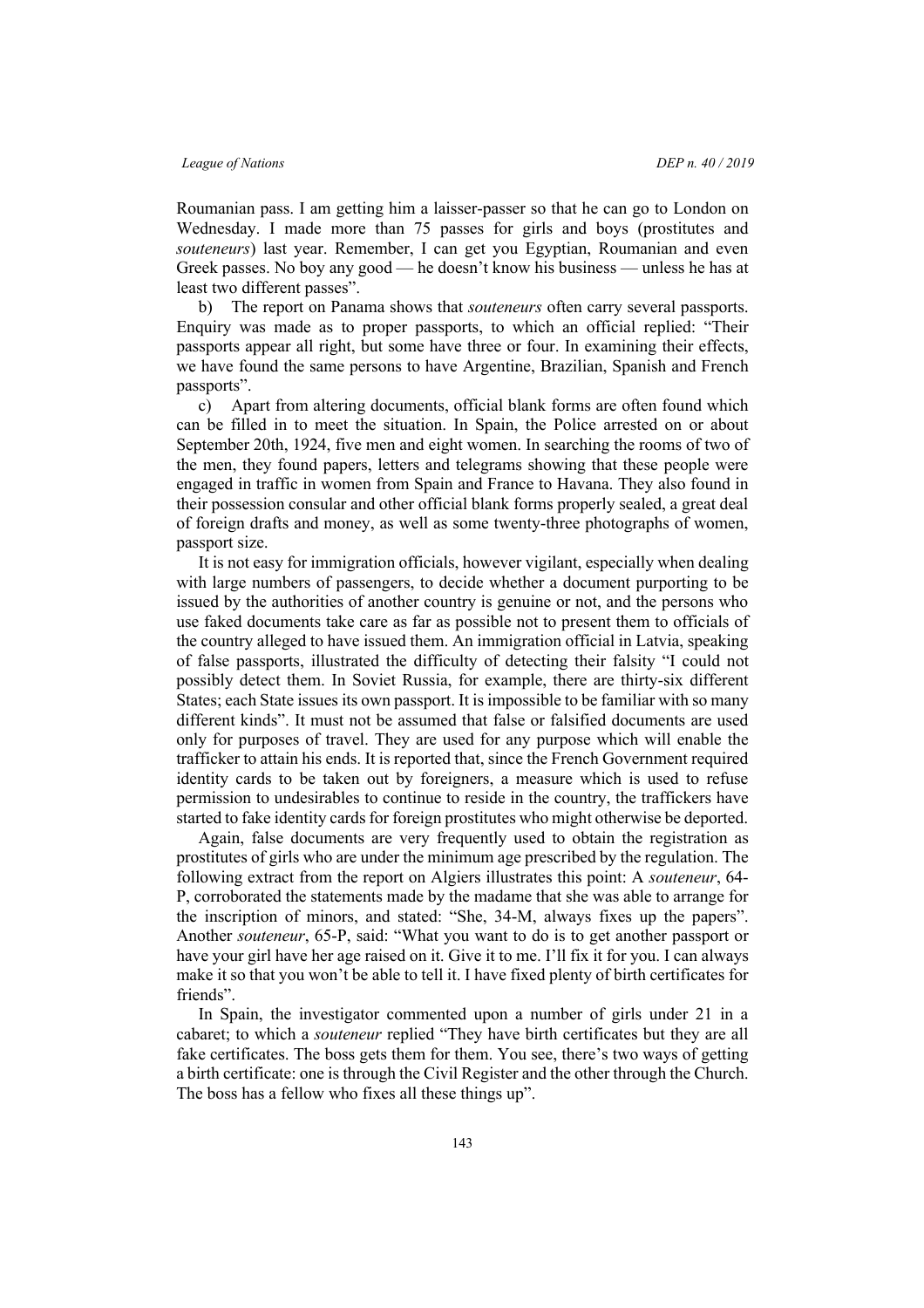Roumanian pass. I am getting him a laisser-passer so that he can go to London on Wednesday. I made more than 75 passes for girls and boys (prostitutes and *souteneurs*) last year. Remember, I can get you Egyptian, Roumanian and even Greek passes. No boy any good — he doesn't know his business — unless he has at least two different passes".

b) The report on Panama shows that *souteneurs* often carry several passports. Enquiry was made as to proper passports, to which an official replied: "Their passports appear all right, but some have three or four. In examining their effects, we have found the same persons to have Argentine, Brazilian, Spanish and French passports".

c) Apart from altering documents, official blank forms are often found which can be filled in to meet the situation. In Spain, the Police arrested on or about September 20th, 1924, five men and eight women. In searching the rooms of two of the men, they found papers, letters and telegrams showing that these people were engaged in traffic in women from Spain and France to Havana. They also found in their possession consular and other official blank forms properly sealed, a great deal of foreign drafts and money, as well as some twenty-three photographs of women, passport size.

It is not easy for immigration officials, however vigilant, especially when dealing with large numbers of passengers, to decide whether a document purporting to be issued by the authorities of another country is genuine or not, and the persons who use faked documents take care as far as possible not to present them to officials of the country alleged to have issued them. An immigration official in Latvia, speaking of false passports, illustrated the difficulty of detecting their falsity "I could not possibly detect them. In Soviet Russia, for example, there are thirty-six different States; each State issues its own passport. It is impossible to be familiar with so many different kinds". It must not be assumed that false or falsified documents are used only for purposes of travel. They are used for any purpose which will enable the trafficker to attain his ends. It is reported that, since the French Government required identity cards to be taken out by foreigners, a measure which is used to refuse permission to undesirables to continue to reside in the country, the traffickers have started to fake identity cards for foreign prostitutes who might otherwise be deported.

Again, false documents are very frequently used to obtain the registration as prostitutes of girls who are under the minimum age prescribed by the regulation. The following extract from the report on Algiers illustrates this point: A *souteneur*, 64-P, corroborated the statements made by the madame that she was able to arrange for the inscription of minors, and stated: "She, 34-M, always fixes up the papers". Another *souteneur*, 65-P, said: "What you want to do is to get another passport or have your girl have her age raised on it. Give it to me. I'll fix it for you. I can always make it so that you won't be able to tell it. I have fixed plenty of birth certificates for friends".

In Spain, the investigator commented upon a number of girls under 21 in a cabaret; to which a *souteneur* replied "They have birth certificates but they are all fake certificates. The boss gets them for them. You see, there's two ways of getting a birth certificate: one is through the Civil Register and the other through the Church. The boss has a fellow who fixes all these things up".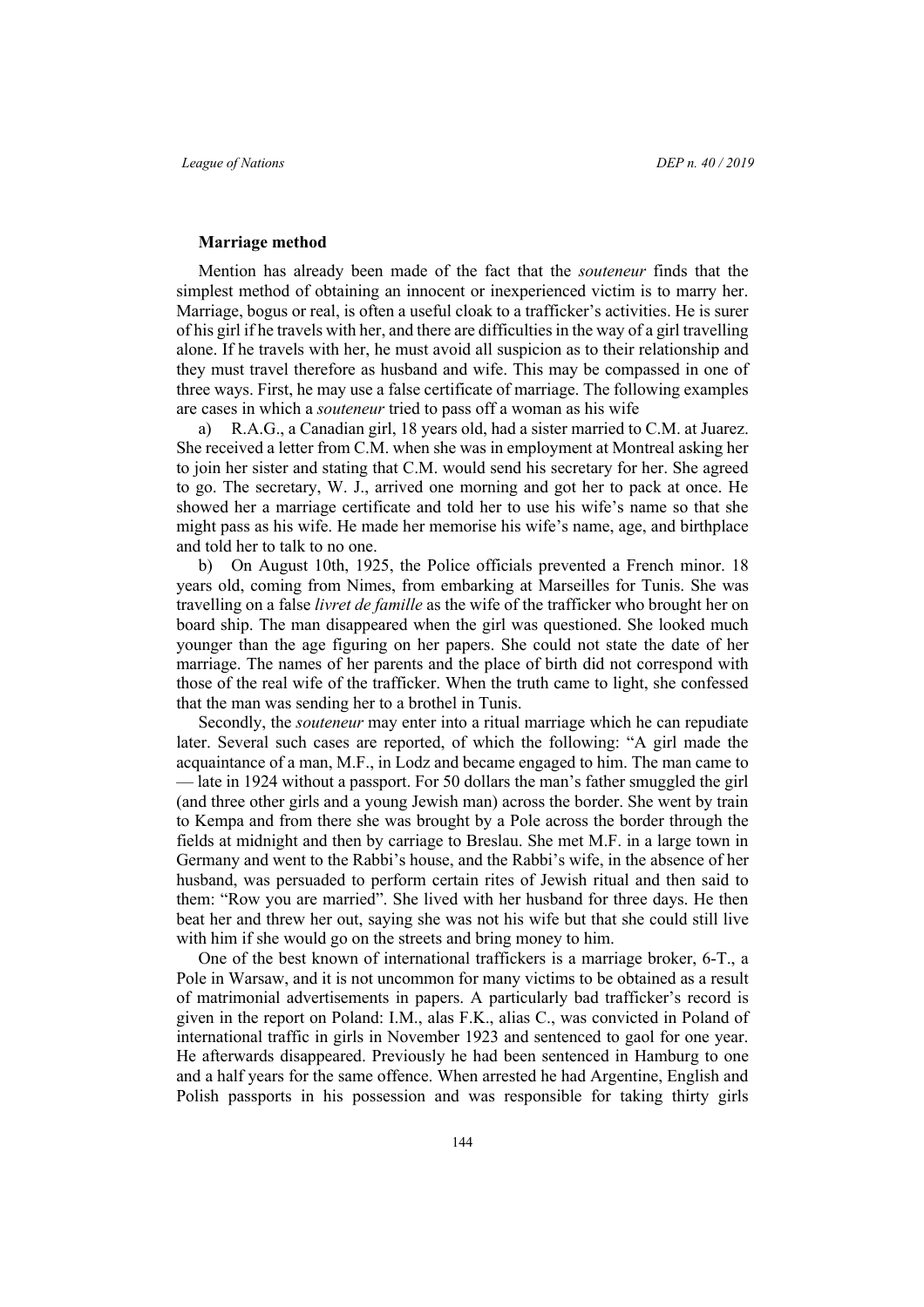### Marriage method

Mention has already been made of the fact that the *souteneur* finds that the simplest method of obtaining an innocent or inexperienced victim is to marry her. Marriage, bogus or real, is often a useful cloak to a trafficker's activities. He is surer of his girl if he travels with her, and there are difficulties in the way of a girl travelling alone. If he travels with her, he must avoid all suspicion as to their relationship and they must travel therefore as husband and wife. This may be compassed in one of three ways. First, he may use a false certificate of marriage. The following examples are cases in which a *souteneur* tried to pass off a woman as his wife

a) R.A.G., a Canadian girl, 18 years old, had a sister married to C.M. at Juarez. She received a letter from C.M. when she was in employment at Montreal asking her to join her sister and stating that C.M. would send his secretary for her. She agreed to go. The secretary, W. J., arrived one morning and got her to pack at once. He showed her a marriage certificate and told her to use his wife's name so that she might pass as his wife. He made her memorise his wife's name, age, and birthplace and told her to talk to no one.

b) On August 10th, 1925, the Police officials prevented a French minor. 18 years old, coming from Nimes, from embarking at Marseilles for Tunis. She was travelling on a false *livret de famille* as the wife of the trafficker who brought her on board ship. The man disappeared when the girl was questioned. She looked much younger than the age figuring on her papers. She could not state the date of her marriage. The names of her parents and the place of birth did not correspond with those of the real wife of the trafficker. When the truth came to light, she confessed that the man was sending her to a brothel in Tunis.

Secondly, the *souteneur* may enter into a ritual marriage which he can repudiate later. Several such cases are reported, of which the following: "A girl made the acquaintance of a man, M.F., in Lodz and became engaged to him. The man came to — late in 1924 without a passport. For 50 dollars the man's father smuggled the girl (and three other girls and a young Jewish man) across the border. She went by train to Kempa and from there she was brought by a Pole across the border through the fields at midnight and then by carriage to Breslau. She met M.F. in a large town in Germany and went to the Rabbi's house, and the Rabbi's wife, in the absence of her husband, was persuaded to perform certain rites of Jewish ritual and then said to them: "Row you are married". She lived with her husband for three days. He then beat her and threw her out, saying she was not his wife but that she could still live with him if she would go on the streets and bring money to him.

One of the best known of international traffickers is a marriage broker, 6-T., a Pole in Warsaw, and it is not uncommon for many victims to be obtained as a result of matrimonial advertisements in papers. A particularly bad trafficker's record is given in the report on Poland: I.M., alas F.K., alias C., was convicted in Poland of international traffic in girls in November 1923 and sentenced to gaol for one year. He afterwards disappeared. Previously he had been sentenced in Hamburg to one and a half years for the same offence. When arrested he had Argentine, English and Polish passports in his possession and was responsible for taking thirty girls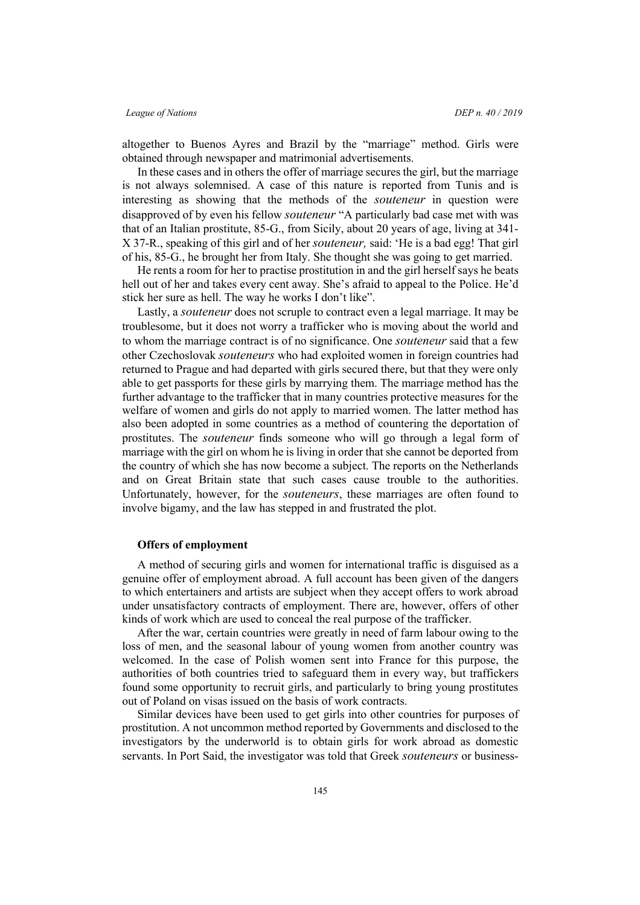altogether to Buenos Ayres and Brazil by the "marriage" method. Girls were obtained through newspaper and matrimonial advertisements.

In these cases and in others the offer of marriage secures the girl, but the marriage is not always solemnised. A case of this nature is reported from Tunis and is interesting as showing that the methods of the *souteneur* in question were disapproved of by even his fellow *souteneur* "A particularly bad case met with was that of an Italian prostitute, 85-G., from Sicily, about 20 years of age, living at 341-X 37-R., speaking of this girl and of her *souteneur,* said: 'He is a bad egg! That girl of his, 85-G., he brought her from Italy. She thought she was going to get married.

He rents a room for her to practise prostitution in and the girl herself says he beats hell out of her and takes every cent away. She's afraid to appeal to the Police. He'd stick her sure as hell. The way he works I don't like".

Lastly, a *souteneur* does not scruple to contract even a legal marriage. It may be troublesome, but it does not worry a trafficker who is moving about the world and to whom the marriage contract is of no significance. One *souteneur* said that a few other Czechoslovak *souteneurs* who had exploited women in foreign countries had returned to Prague and had departed with girls secured there, but that they were only able to get passports for these girls by marrying them. The marriage method has the further advantage to the trafficker that in many countries protective measures for the welfare of women and girls do not apply to married women. The latter method has also been adopted in some countries as a method of countering the deportation of prostitutes. The *souteneur* finds someone who will go through a legal form of marriage with the girl on whom he is living in order that she cannot be deported from the country of which she has now become a subject. The reports on the Netherlands and on Great Britain state that such cases cause trouble to the authorities. Unfortunately, however, for the *souteneurs*, these marriages are often found to involve bigamy, and the law has stepped in and frustrated the plot.

**Offers of employment**

A method of securing girls and women for international traffic is disguised as a genuine offer of employment abroad. A full account has been given of the dangers to which entertainers and artists are subject when they accept offers to work abroad under unsatisfactory contracts of employment. There are, however, offers of other kinds of work which are used to conceal the real purpose of the trafficker.

After the war, certain countries were greatly in need of farm labour owing to the loss of men, and the seasonal labour of young women from another country was welcomed. In the case of Polish women sent into France for this purpose, the authorities of both countries tried to safeguard them in every way, but traffickers found some opportunity to recruit girls, and particularly to bring young prostitutes out of Poland on visas issued on the basis of work contracts.

Similar devices have been used to get girls into other countries for purposes of prostitution. A not uncommon method reported by Governments and disclosed to the investigators by the underworld is to obtain girls for work abroad as domestic servants. In Port Said, the investigator was told that Greek *souteneurs* or business-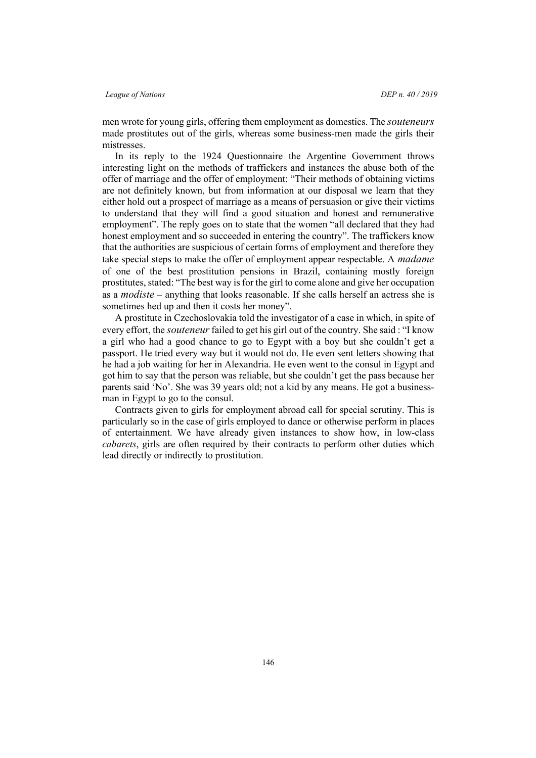men wrote for young girls, offering them employment as domestics. The *souteneurs* made prostitutes out of the girls, whereas some business-men made the girls their mistresses.

In its reply to the 1924 Questionnaire the Argentine Government throws interesting light on the methods of traffickers and instances the abuse both of the offer of marriage and the offer of employment: "Their methods of obtaining victims are not definitely known, but from information at our disposal we learn that they either hold out a prospect of marriage as a means of persuasion or give their victims to understand that they will find a good situation and honest and remunerative employment". The reply goes on to state that the women "all declared that they had honest employment and so succeeded in entering the country". The traffickers know that the authorities are suspicious of certain forms of employment and therefore they take special steps to make the offer of employment appear respectable. A *madame* of one of the best prostitution pensions in Brazil, containing mostly foreign prostitutes, stated: "The best way is for the girl to come alone and give her occupation as a *modiste* – anything that looks reasonable. If she calls herself an actress she is sometimes hed up and then it costs her money".

A prostitute in Czechoslovakia told the investigator of a case in which, in spite of every effort, the *souteneur* failed to get his girl out of the country. She said : "I know a girl who had a good chance to go to Egypt with a boy but she couldn't get a passport. He tried every way but it would not do. He even sent letters showing that he had a job waiting for her in Alexandria. He even went to the consul in Egypt and got him to say that the person was reliable, but she couldn't get the pass because her parents said 'No'. She was 39 years old; not a kid by any means. He got a business-man in Egypt to go to the consul.

Contracts given to girls for employment abroad call for special scrutiny. This is particularly so in the case of girls employed to dance or otherwise perform in places of entertainment. We have already given instances to show how, in low-class *cabarets*, girls are often required by their contracts to perform other duties which lead directly or indirectly to prostitution.